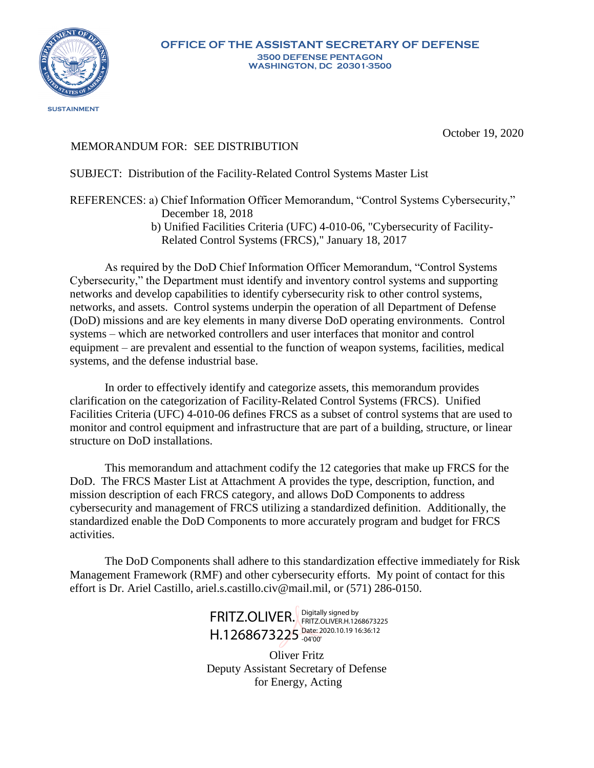**SUSTAINMENT**

# OFFICE OF THE ASSISTANT SECRETARY OF DEFENSE

**3500 DEFENSE PENTAGON**
**WASHINGTON, DC 20301-3500**

October 19, 2020

MEMORANDUM FOR: SEE DISTRIBUTION

SUBJECT: Distribution of the Facility-Related Control Systems Master List

REFERENCES: a) Chief Information Officer Memorandum, "Control Systems Cybersecurity," December 18, 2018
b) Unified Facilities Criteria (UFC) 4-010-06, "Cybersecurity of Facility-Related Control Systems (FRCS)," January 18, 2017

As required by the DoD Chief Information Officer Memorandum, "Control Systems Cybersecurity," the Department must identify and inventory control systems and supporting networks and develop capabilities to identify cybersecurity risk to other control systems, networks, and assets. Control systems underpin the operation of all Department of Defense (DoD) missions and are key elements in many diverse DoD operating environments. Control systems – which are networked controllers and user interfaces that monitor and control equipment – are prevalent and essential to the function of weapon systems, facilities, medical systems, and the defense industrial base.

In order to effectively identify and categorize assets, this memorandum provides clarification on the categorization of Facility-Related Control Systems (FRCS). Unified Facilities Criteria (UFC) 4-010-06 defines FRCS as a subset of control systems that are used to monitor and control equipment and infrastructure that are part of a building, structure, or linear structure on DoD installations.

This memorandum and attachment codify the 12 categories that make up FRCS for the DoD. The FRCS Master List at Attachment A provides the type, description, function, and mission description of each FRCS category, and allows DoD Components to address cybersecurity and management of FRCS utilizing a standardized definition. Additionally, the standardized enable the DoD Components to more accurately program and budget for FRCS activities.

The DoD Components shall adhere to this standardization effective immediately for Risk Management Framework (RMF) and other cybersecurity efforts. My point of contact for this effort is Dr. Ariel Castillo, ariel.s.castillo.civ@mail.mil, or (571) 286-0150.

FRITZ.OLIVER.H.1268673225
Digitally signed by FRITZ.OLIVER.H.1268673225
Date: 2020.10.19 16:36:12 -04'00'

Oliver Fritz
Deputy Assistant Secretary of Defense
for Energy, Acting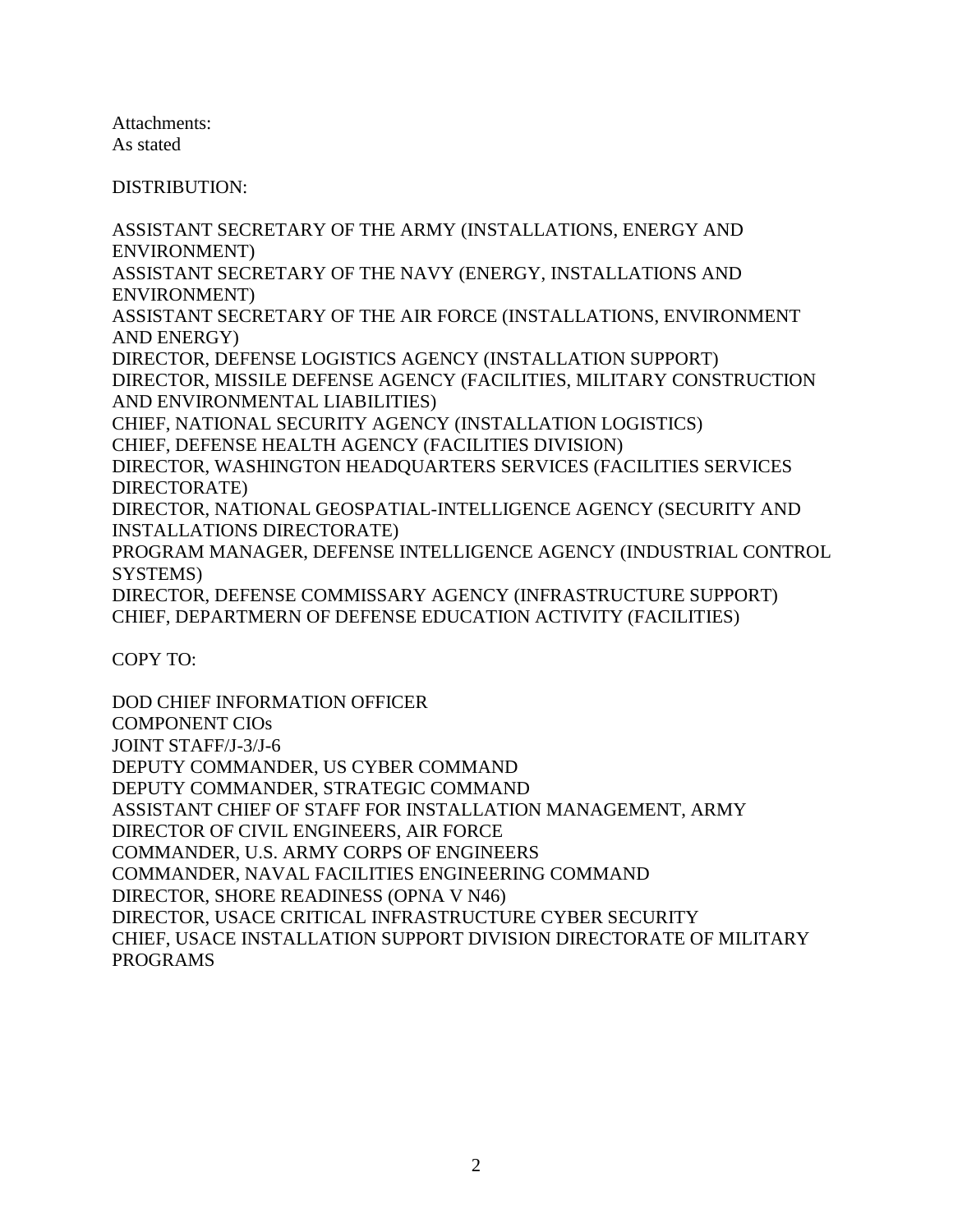Attachments:
As stated

DISTRIBUTION:

ASSISTANT SECRETARY OF THE ARMY (INSTALLATIONS, ENERGY AND ENVIRONMENT)
ASSISTANT SECRETARY OF THE NAVY (ENERGY, INSTALLATIONS AND ENVIRONMENT)
ASSISTANT SECRETARY OF THE AIR FORCE (INSTALLATIONS, ENVIRONMENT AND ENERGY)
DIRECTOR, DEFENSE LOGISTICS AGENCY (INSTALLATION SUPPORT)
DIRECTOR, MISSILE DEFENSE AGENCY (FACILITIES, MILITARY CONSTRUCTION AND ENVIRONMENTAL LIABILITIES)
CHIEF, NATIONAL SECURITY AGENCY (INSTALLATION LOGISTICS)
CHIEF, DEFENSE HEALTH AGENCY (FACILITIES DIVISION)
DIRECTOR, WASHINGTON HEADQUARTERS SERVICES (FACILITIES SERVICES DIRECTORATE)
DIRECTOR, NATIONAL GEOSPATIAL-INTELLIGENCE AGENCY (SECURITY AND INSTALLATIONS DIRECTORATE)
PROGRAM MANAGER, DEFENSE INTELLIGENCE AGENCY (INDUSTRIAL CONTROL SYSTEMS)
DIRECTOR, DEFENSE COMMISSARY AGENCY (INFRASTRUCTURE SUPPORT)
CHIEF, DEPARTMERN OF DEFENSE EDUCATION ACTIVITY (FACILITIES)

COPY TO:

DOD CHIEF INFORMATION OFFICER
COMPONENT CIOs
JOINT STAFF/J-3/J-6
DEPUTY COMMANDER, US CYBER COMMAND
DEPUTY COMMANDER, STRATEGIC COMMAND
ASSISTANT CHIEF OF STAFF FOR INSTALLATION MANAGEMENT, ARMY
DIRECTOR OF CIVIL ENGINEERS, AIR FORCE
COMMANDER, U.S. ARMY CORPS OF ENGINEERS
COMMANDER, NAVAL FACILITIES ENGINEERING COMMAND
DIRECTOR, SHORE READINESS (OPNA V N46)
DIRECTOR, USACE CRITICAL INFRASTRUCTURE CYBER SECURITY
CHIEF, USACE INSTALLATION SUPPORT DIVISION DIRECTORATE OF MILITARY PROGRAMS